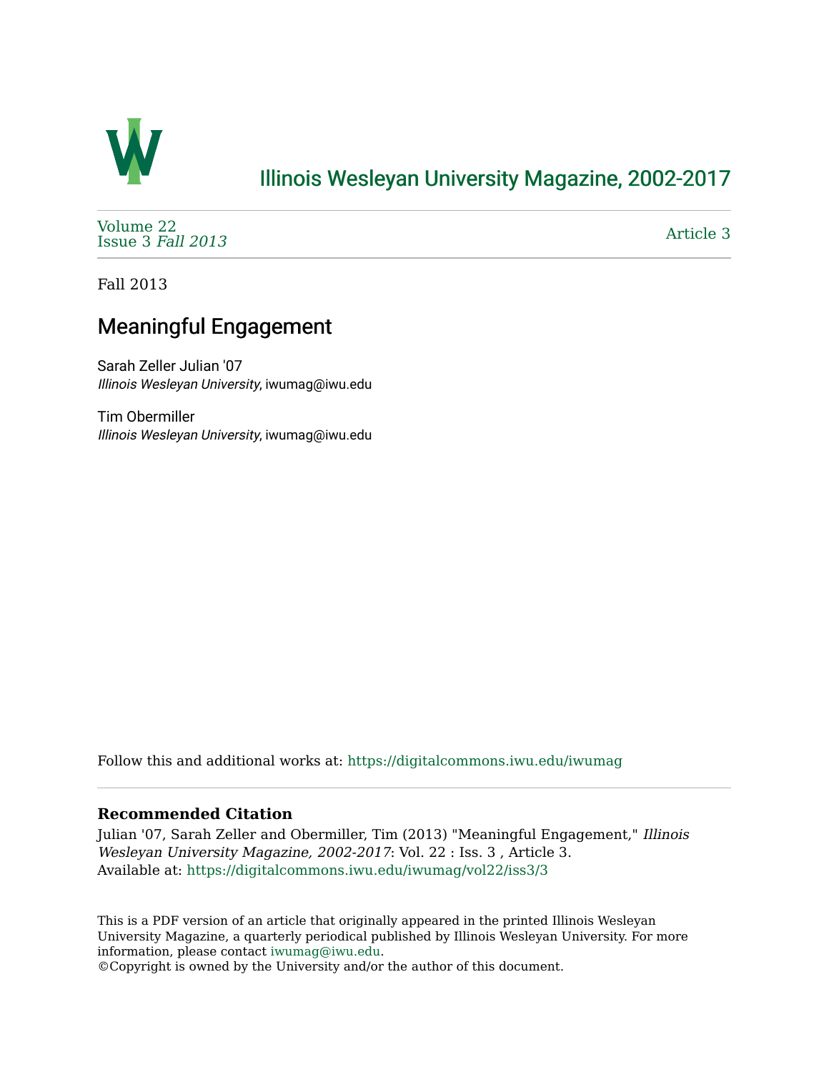# Illinois Wesleyan University Magazine, 2002-2017

Volume 22
Issue 3 *Fall 2013*

Article 3

Fall 2013

## Meaningful Engagement

Sarah Zeller Julian '07
*Illinois Wesleyan University*, iwumag@iwu.edu

Tim Obermiller
*Illinois Wesleyan University*, iwumag@iwu.edu

Follow this and additional works at: https://digitalcommons.iwu.edu/iwumag

### Recommended Citation

Julian '07, Sarah Zeller and Obermiller, Tim (2013) "Meaningful Engagement," *Illinois Wesleyan University Magazine, 2002-2017*: Vol. 22 : Iss. 3 , Article 3.
Available at: https://digitalcommons.iwu.edu/iwumag/vol22/iss3/3

This is a PDF version of an article that originally appeared in the printed Illinois Wesleyan University Magazine, a quarterly periodical published by Illinois Wesleyan University. For more information, please contact iwumag@iwu.edu.
©Copyright is owned by the University and/or the author of this document.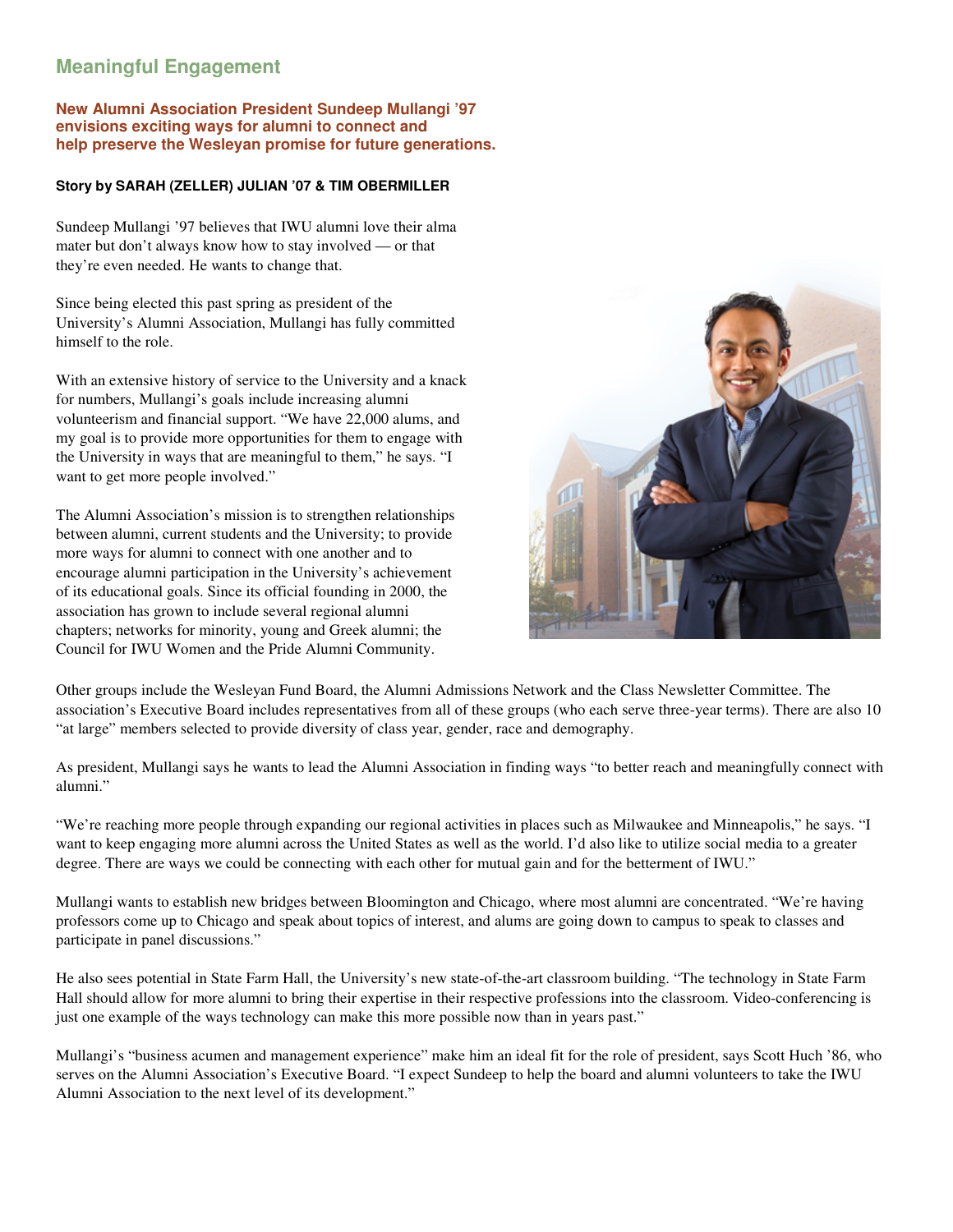## Meaningful Engagement

### New Alumni Association President Sundeep Mullangi '97 envisions exciting ways for alumni to connect and help preserve the Wesleyan promise for future generations.

**Story by SARAH (ZELLER) JULIAN '07 & TIM OBERMILLER**

Sundeep Mullangi '97 believes that IWU alumni love their alma mater but don't always know how to stay involved — or that they're even needed. He wants to change that.

Since being elected this past spring as president of the University's Alumni Association, Mullangi has fully committed himself to the role.

With an extensive history of service to the University and a knack for numbers, Mullangi's goals include increasing alumni volunteerism and financial support. "We have 22,000 alums, and my goal is to provide more opportunities for them to engage with the University in ways that are meaningful to them," he says. "I want to get more people involved."

The Alumni Association's mission is to strengthen relationships between alumni, current students and the University; to provide more ways for alumni to connect with one another and to encourage alumni participation in the University's achievement of its educational goals. Since its official founding in 2000, the association has grown to include several regional alumni chapters; networks for minority, young and Greek alumni; the Council for IWU Women and the Pride Alumni Community.

Other groups include the Wesleyan Fund Board, the Alumni Admissions Network and the Class Newsletter Committee. The association's Executive Board includes representatives from all of these groups (who each serve three-year terms). There are also 10 "at large" members selected to provide diversity of class year, gender, race and demography.

As president, Mullangi says he wants to lead the Alumni Association in finding ways "to better reach and meaningfully connect with alumni."

"We're reaching more people through expanding our regional activities in places such as Milwaukee and Minneapolis," he says. "I want to keep engaging more alumni across the United States as well as the world. I'd also like to utilize social media to a greater degree. There are ways we could be connecting with each other for mutual gain and for the betterment of IWU."

Mullangi wants to establish new bridges between Bloomington and Chicago, where most alumni are concentrated. "We're having professors come up to Chicago and speak about topics of interest, and alums are going down to campus to speak to classes and participate in panel discussions."

He also sees potential in State Farm Hall, the University's new state-of-the-art classroom building. "The technology in State Farm Hall should allow for more alumni to bring their expertise in their respective professions into the classroom. Video-conferencing is just one example of the ways technology can make this more possible now than in years past."

Mullangi's "business acumen and management experience" make him an ideal fit for the role of president, says Scott Huch '86, who serves on the Alumni Association's Executive Board. "I expect Sundeep to help the board and alumni volunteers to take the IWU Alumni Association to the next level of its development."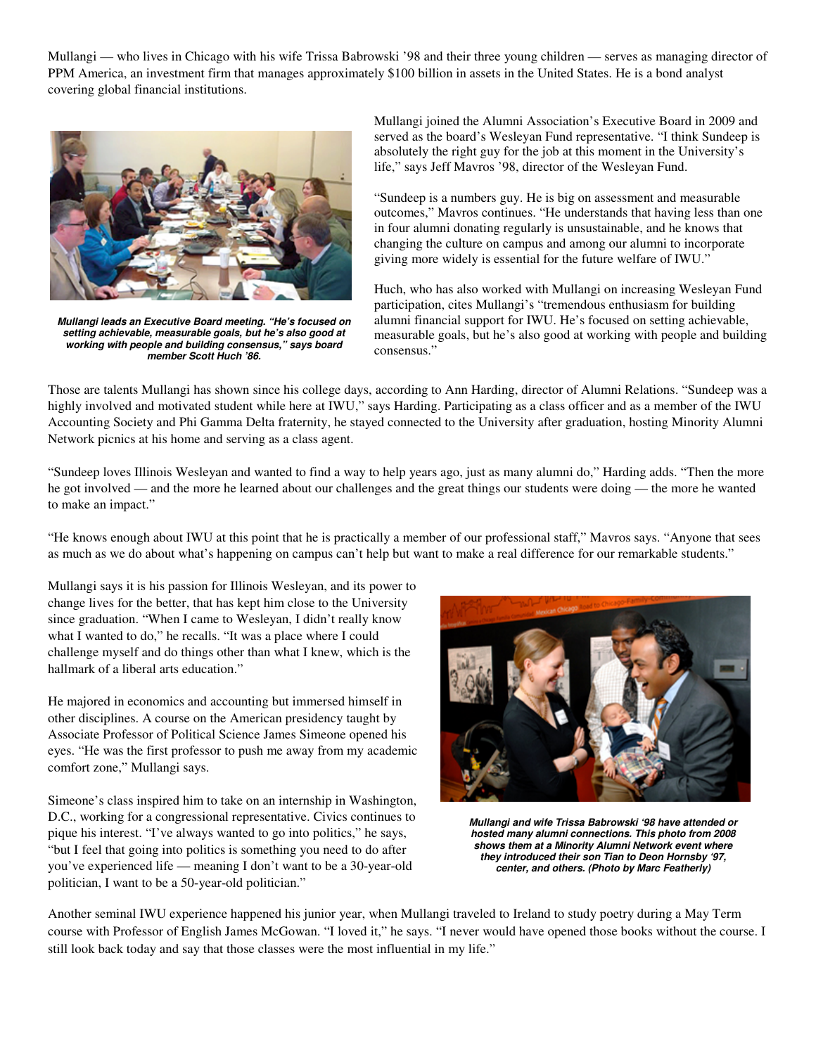Mullangi — who lives in Chicago with his wife Trissa Babrowski '98 and their three young children — serves as managing director of PPM America, an investment firm that manages approximately $100 billion in assets in the United States. He is a bond analyst covering global financial institutions.

***Mullangi leads an Executive Board meeting. "He's focused on setting achievable, measurable goals, but he's also good at working with people and building consensus," says board member Scott Huch '86.***

Mullangi joined the Alumni Association's Executive Board in 2009 and served as the board's Wesleyan Fund representative. "I think Sundeep is absolutely the right guy for the job at this moment in the University's life," says Jeff Mavros '98, director of the Wesleyan Fund.

"Sundeep is a numbers guy. He is big on assessment and measurable outcomes," Mavros continues. "He understands that having less than one in four alumni donating regularly is unsustainable, and he knows that changing the culture on campus and among our alumni to incorporate giving more widely is essential for the future welfare of IWU."

Huch, who has also worked with Mullangi on increasing Wesleyan Fund participation, cites Mullangi's "tremendous enthusiasm for building alumni financial support for IWU. He's focused on setting achievable, measurable goals, but he's also good at working with people and building consensus."

Those are talents Mullangi has shown since his college days, according to Ann Harding, director of Alumni Relations. "Sundeep was a highly involved and motivated student while here at IWU," says Harding. Participating as a class officer and as a member of the IWU Accounting Society and Phi Gamma Delta fraternity, he stayed connected to the University after graduation, hosting Minority Alumni Network picnics at his home and serving as a class agent.

"Sundeep loves Illinois Wesleyan and wanted to find a way to help years ago, just as many alumni do," Harding adds. "Then the more he got involved — and the more he learned about our challenges and the great things our students were doing — the more he wanted to make an impact."

"He knows enough about IWU at this point that he is practically a member of our professional staff," Mavros says. "Anyone that sees as much as we do about what's happening on campus can't help but want to make a real difference for our remarkable students."

Mullangi says it is his passion for Illinois Wesleyan, and its power to change lives for the better, that has kept him close to the University since graduation. "When I came to Wesleyan, I didn't really know what I wanted to do," he recalls. "It was a place where I could challenge myself and do things other than what I knew, which is the hallmark of a liberal arts education."

He majored in economics and accounting but immersed himself in other disciplines. A course on the American presidency taught by Associate Professor of Political Science James Simeone opened his eyes. "He was the first professor to push me away from my academic comfort zone," Mullangi says.

Simeone's class inspired him to take on an internship in Washington, D.C., working for a congressional representative. Civics continues to pique his interest. "I've always wanted to go into politics," he says, "but I feel that going into politics is something you need to do after you've experienced life — meaning I don't want to be a 30-year-old politician, I want to be a 50-year-old politician."

***Mullangi and wife Trissa Babrowski '98 have attended or hosted many alumni connections. This photo from 2008 shows them at a Minority Alumni Network event where they introduced their son Tian to Deon Hornsby '97, center, and others. (Photo by Marc Featherly)***

Another seminal IWU experience happened his junior year, when Mullangi traveled to Ireland to study poetry during a May Term course with Professor of English James McGowan. "I loved it," he says. "I never would have opened those books without the course. I still look back today and say that those classes were the most influential in my life."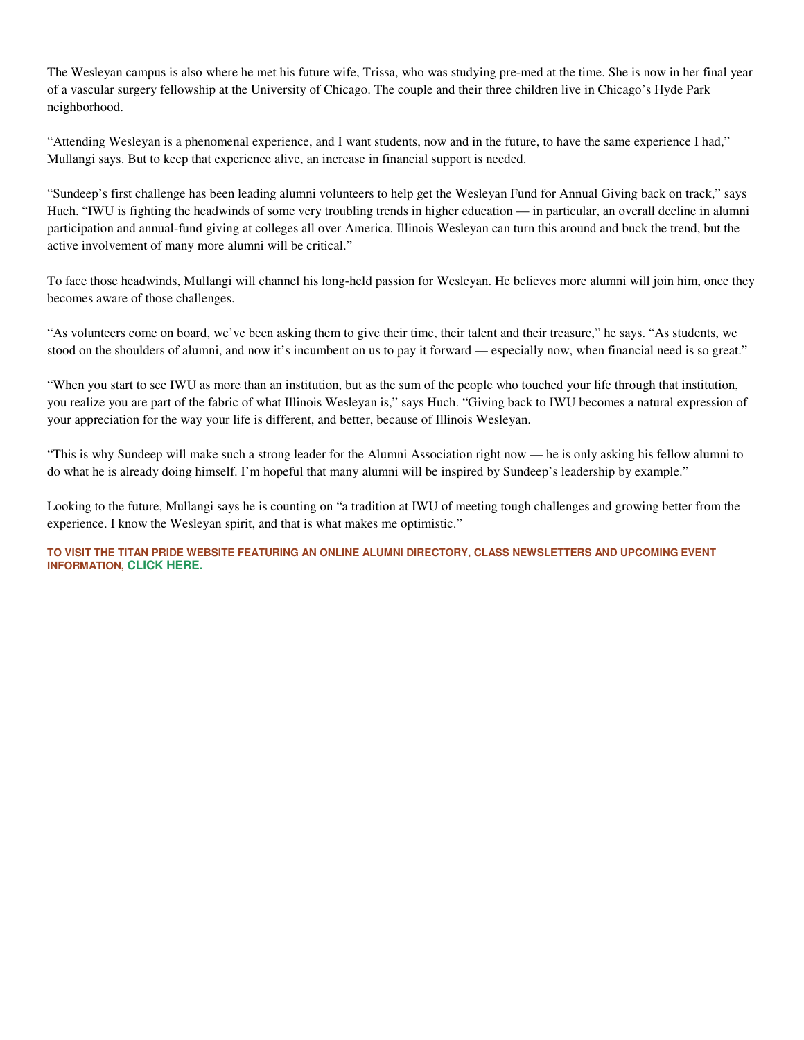The Wesleyan campus is also where he met his future wife, Trissa, who was studying pre-med at the time. She is now in her final year of a vascular surgery fellowship at the University of Chicago. The couple and their three children live in Chicago's Hyde Park neighborhood.

"Attending Wesleyan is a phenomenal experience, and I want students, now and in the future, to have the same experience I had," Mullangi says. But to keep that experience alive, an increase in financial support is needed.

"Sundeep's first challenge has been leading alumni volunteers to help get the Wesleyan Fund for Annual Giving back on track," says Huch. "IWU is fighting the headwinds of some very troubling trends in higher education — in particular, an overall decline in alumni participation and annual-fund giving at colleges all over America. Illinois Wesleyan can turn this around and buck the trend, but the active involvement of many more alumni will be critical."

To face those headwinds, Mullangi will channel his long-held passion for Wesleyan. He believes more alumni will join him, once they becomes aware of those challenges.

"As volunteers come on board, we've been asking them to give their time, their talent and their treasure," he says. "As students, we stood on the shoulders of alumni, and now it's incumbent on us to pay it forward — especially now, when financial need is so great."

"When you start to see IWU as more than an institution, but as the sum of the people who touched your life through that institution, you realize you are part of the fabric of what Illinois Wesleyan is," says Huch. "Giving back to IWU becomes a natural expression of your appreciation for the way your life is different, and better, because of Illinois Wesleyan.

"This is why Sundeep will make such a strong leader for the Alumni Association right now — he is only asking his fellow alumni to do what he is already doing himself. I'm hopeful that many alumni will be inspired by Sundeep's leadership by example."

Looking to the future, Mullangi says he is counting on "a tradition at IWU of meeting tough challenges and growing better from the experience. I know the Wesleyan spirit, and that is what makes me optimistic."

**TO VISIT THE TITAN PRIDE WEBSITE FEATURING AN ONLINE ALUMNI DIRECTORY, CLASS NEWSLETTERS AND UPCOMING EVENT INFORMATION, CLICK HERE.**